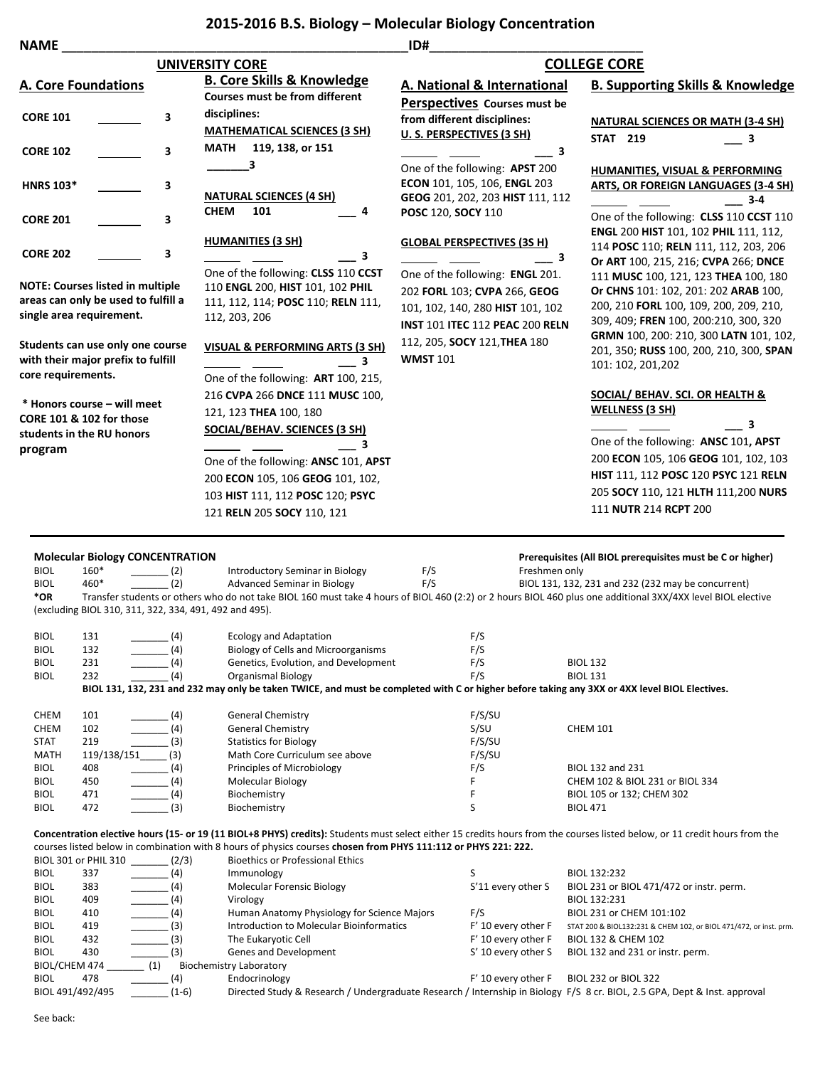# 2015-2016 B.S. Biology – Molecular Biology Concentration

NAME ______________________________________________ ID# ____________________________

## UNIVERSITY CORE

### A. Core Foundations

| Course | | SH |
|---|---|---|
| CORE 101 | _______ | 3 |
| CORE 102 | _______ | 3 |
| HNRS 103* | _______ | 3 |
| CORE 201 | _______ | 3 |
| CORE 202 | _______ | 3 |

**NOTE: Courses listed in multiple areas can only be used to fulfill a single area requirement.**

**Students can use only one course with their major prefix to fulfill core requirements.**

**\* Honors course – will meet CORE 101 & 102 for those students in the RU honors program**

### B. Core Skills & Knowledge

**Courses must be from different disciplines:**

**MATHEMATICAL SCIENCES (3 SH)**

**MATH 119, 138, or 151**

_______ 3

**NATURAL SCIENCES (4 SH)**

**CHEM 101** ___ 4

**HUMANITIES (3 SH)**

______ ______ ___ 3

One of the following: **CLSS** 110 **CCST** 110 **ENGL** 200, **HIST** 101, 102 **PHIL** 111, 112, 114; **POSC** 110; **RELN** 111, 112, 203, 206

**VISUAL & PERFORMING ARTS (3 SH)**

______ ______ ___ 3

One of the following: **ART** 100, 215, 216 **CVPA** 266 **DNCE** 111 **MUSC** 100, 121, 123 **THEA** 100, 180

**SOCIAL/BEHAV. SCIENCES (3 SH)**

______ ______ ___ 3

One of the following: **ANSC** 101, **APST** 200 **ECON** 105, 106 **GEOG** 101, 102, 103 **HIST** 111, 112 **POSC** 120; **PSYC** 121 **RELN** 205 **SOCY** 110, 121

## COLLEGE CORE

### A. National & International Perspectives

**Courses must be from different disciplines:**

**U. S. PERSPECTIVES (3 SH)**

______ ______ ___ 3

One of the following: **APST** 200 **ECON** 101, 105, 106, **ENGL** 203 **GEOG** 201, 202, 203 **HIST** 111, 112 **POSC** 120, **SOCY** 110

**GLOBAL PERSPECTIVES (3S H)**

______ ______ ___ 3

One of the following: **ENGL** 201. 202 **FORL** 103; **CVPA** 266, **GEOG** 101, 102, 140, 280 **HIST** 101, 102 **INST** 101 **ITEC** 112 **PEAC** 200 **RELN** 112, 205, **SOCY** 121,**THEA** 180 **WMST** 101

### B. Supporting Skills & Knowledge

**NATURAL SCIENCES OR MATH (3-4 SH)**

**STAT 219** ___ 3

**HUMANITIES, VISUAL & PERFORMING ARTS, OR FOREIGN LANGUAGES (3-4 SH)**

______ ______ ___ 3-4

One of the following: **CLSS** 110 **CCST** 110 **ENGL** 200 **HIST** 101, 102 **PHIL** 111, 112, 114 **POSC** 110; **RELN** 111, 112, 203, 206 **Or ART** 100, 215, 216; **CVPA** 266; **DNCE** 111 **MUSC** 100, 121, 123 **THEA** 100, 180 **Or CHNS** 101: 102, 201: 202 **ARAB** 100, 200, 210 **FORL** 100, 109, 200, 209, 210, 309, 409; **FREN** 100, 200:210, 300, 320 **GRMN** 100, 200: 210, 300 **LATN** 101, 102, 201, 350; **RUSS** 100, 200, 210, 300, **SPAN** 101: 102, 201,202

**SOCIAL/ BEHAV. SCI. OR HEALTH & WELLNESS (3 SH)**

______ ______ ___ 3

One of the following: **ANSC** 101**, APST** 200 **ECON** 105, 106 **GEOG** 101, 102, 103 **HIST** 111, 112 **POSC** 120 **PSYC** 121 **RELN** 205 **SOCY** 110**,** 121 **HLTH** 111,200 **NURS** 111 **NUTR** 214 **RCPT** 200

---

## Molecular Biology CONCENTRATION

**Prerequisites (All BIOL prerequisites must be C or higher)**

| Dept | No. | Credits | Title | Offered | Prerequisites |
|---|---|---|---|---|---|
| BIOL | 160* | _______ (2) | Introductory Seminar in Biology | F/S | Freshmen only |
| BIOL | 460* | _______ (2) | Advanced Seminar in Biology | F/S | BIOL 131, 132, 231 and 232 (232 may be concurrent) |

**\*OR** Transfer students or others who do not take BIOL 160 must take 4 hours of BIOL 460 (2:2) or 2 hours BIOL 460 plus one additional 3XX/4XX level BIOL elective (excluding BIOL 310, 311, 322, 334, 491, 492 and 495).

| Dept | No. | Credits | Title | Offered | Prerequisites |
|---|---|---|---|---|---|
| BIOL | 131 | _______ (4) | Ecology and Adaptation | F/S | |
| BIOL | 132 | _______ (4) | Biology of Cells and Microorganisms | F/S | |
| BIOL | 231 | _______ (4) | Genetics, Evolution, and Development | F/S | BIOL 132 |
| BIOL | 232 | _______ (4) | Organismal Biology | F/S | BIOL 131 |

**BIOL 131, 132, 231 and 232 may only be taken TWICE, and must be completed with C or higher before taking any 3XX or 4XX level BIOL Electives.**

| Dept | No. | Credits | Title | Offered | Prerequisites |
|---|---|---|---|---|---|
| CHEM | 101 | _______ (4) | General Chemistry | F/S/SU | |
| CHEM | 102 | _______ (4) | General Chemistry | S/SU | CHEM 101 |
| STAT | 219 | _______ (3) | Statistics for Biology | F/S/SU | |
| MATH | 119/138/151 | _____ (3) | Math Core Curriculum see above | F/S/SU | |
| BIOL | 408 | _______ (4) | Principles of Microbiology | F/S | BIOL 132 and 231 |
| BIOL | 450 | _______ (4) | Molecular Biology | F | CHEM 102 & BIOL 231 or BIOL 334 |
| BIOL | 471 | _______ (4) | Biochemistry | F | BIOL 105 or 132; CHEM 302 |
| BIOL | 472 | _______ (3) | Biochemistry | S | BIOL 471 |

**Concentration elective hours (15- or 19 (11 BIOL+8 PHYS) credits):** Students must select either 15 credits from the courses listed below, or 11 credit hours from the courses listed below in combination with 8 hours of physics courses **chosen from PHYS 111:112 or PHYS 221: 222.**

| Dept | No. | Credits | Title | Offered | Prerequisites |
|---|---|---|---|---|---|
| BIOL 301 or PHIL 310 | | _______ (2/3) | Bioethics or Professional Ethics | | |
| BIOL | 337 | _______ (4) | Immunology | S | BIOL 132:232 |
| BIOL | 383 | _______ (4) | Molecular Forensic Biology | S'11 every other S | BIOL 231 or BIOL 471/472 or instr. perm. |
| BIOL | 409 | _______ (4) | Virology | | BIOL 132:231 |
| BIOL | 410 | _______ (4) | Human Anatomy Physiology for Science Majors | F/S | BIOL 231 or CHEM 101:102 |
| BIOL | 419 | _______ (3) | Introduction to Molecular Bioinformatics | F' 10 every other F | STAT 200 & BIOL132:231 & CHEM 102, or BIOL 471/472, or inst. prm. |
| BIOL | 432 | _______ (3) | The Eukaryotic Cell | F' 10 every other F | BIOL 132 & CHEM 102 |
| BIOL | 430 | _______ (3) | Genes and Development | S' 10 every other S | BIOL 132 and 231 or instr. perm. |
| BIOL/CHEM 474 | | _______ (1) | Biochemistry Laboratory | | |
| BIOL | 478 | _______ (4) | Endocrinology | F' 10 every other F | BIOL 232 or BIOL 322 |
| BIOL 491/492/495 | | _______ (1-6) | Directed Study & Research / Undergraduate Research / Internship in Biology | F/S | 8 cr. BIOL, 2.5 GPA, Dept & Inst. approval |

See back: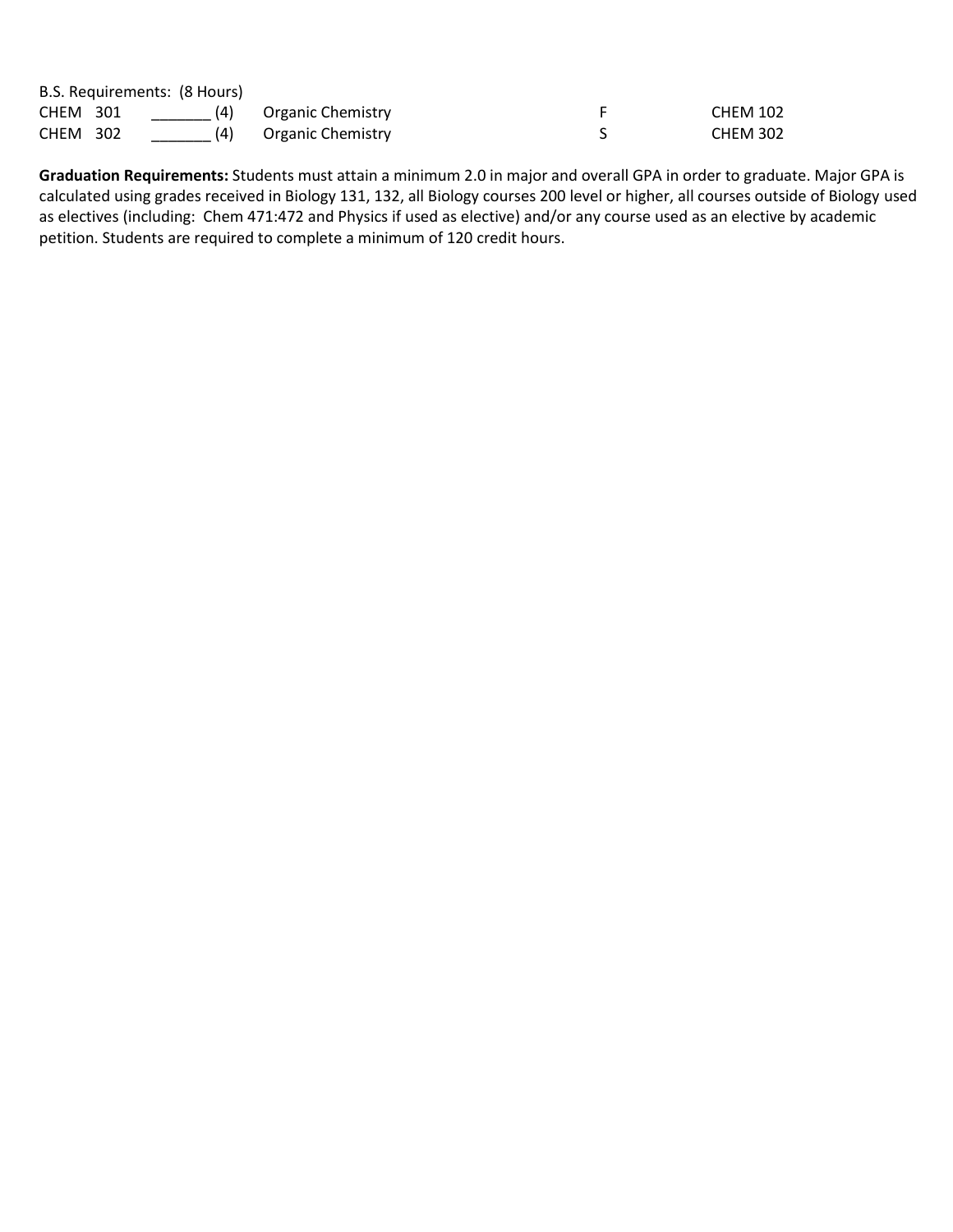B.S. Requirements: (8 Hours)

| | | | | | |
|---|---|---|---|---|---|
| CHEM 301 | _______ | (4) | Organic Chemistry | F | CHEM 102 |
| CHEM 302 | _______ | (4) | Organic Chemistry | S | CHEM 302 |

**Graduation Requirements:** Students must attain a minimum 2.0 in major and overall GPA in order to graduate. Major GPA is calculated using grades received in Biology 131, 132, all Biology courses 200 level or higher, all courses outside of Biology used as electives (including: Chem 471:472 and Physics if used as elective) and/or any course used as an elective by academic petition. Students are required to complete a minimum of 120 credit hours.